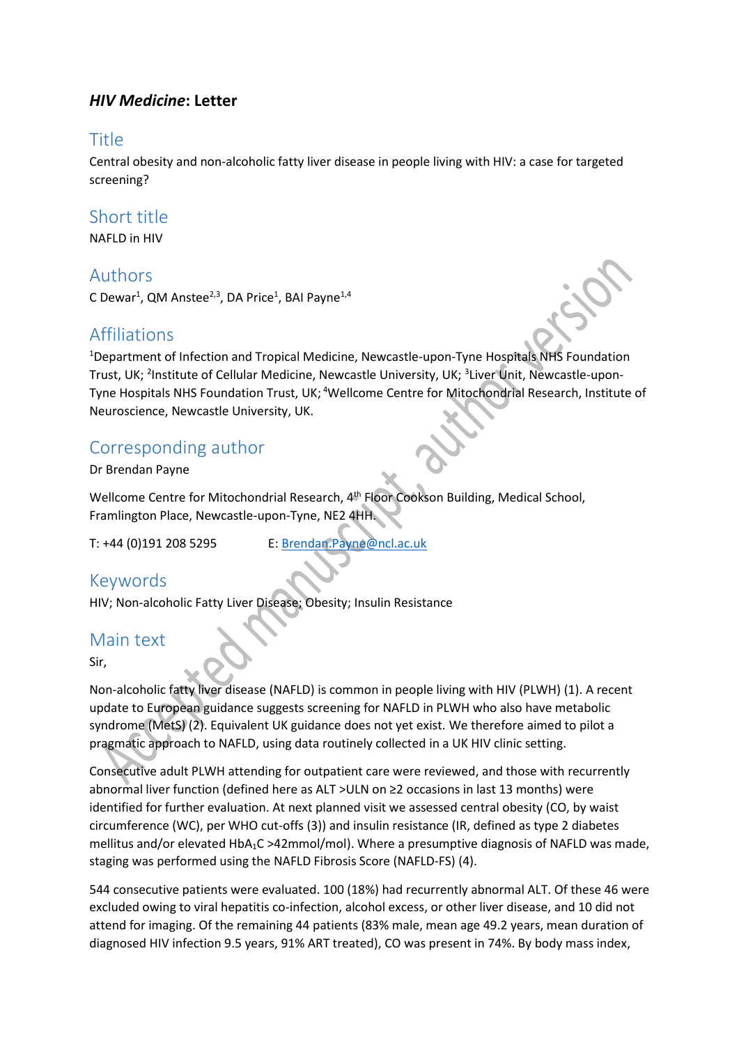**_HIV Medicine_: Letter**

## Title

Central obesity and non-alcoholic fatty liver disease in people living with HIV: a case for targeted screening?

## Short title

NAFLD in HIV

## Authors

C Dewar[1], QM Anstee[2,3], DA Price[1], BAI Payne[1,4]

## Affiliations

[1]Department of Infection and Tropical Medicine, Newcastle-upon-Tyne Hospitals NHS Foundation Trust, UK; [2]Institute of Cellular Medicine, Newcastle University, UK; [3]Liver Unit, Newcastle-upon-Tyne Hospitals NHS Foundation Trust, UK; [4]Wellcome Centre for Mitochondrial Research, Institute of Neuroscience, Newcastle University, UK.

## Corresponding author

Dr Brendan Payne

Wellcome Centre for Mitochondrial Research, 4th Floor Cookson Building, Medical School, Framlington Place, Newcastle-upon-Tyne, NE2 4HH.

T: +44 (0)191 208 5295 E: Brendan.Payne@ncl.ac.uk

## Keywords

HIV; Non-alcoholic Fatty Liver Disease; Obesity; Insulin Resistance

## Main text

Sir,

Non-alcoholic fatty liver disease (NAFLD) is common in people living with HIV (PLWH) (1). A recent update to European guidance suggests screening for NAFLD in PLWH who also have metabolic syndrome (MetS) (2). Equivalent UK guidance does not yet exist. We therefore aimed to pilot a pragmatic approach to NAFLD, using data routinely collected in a UK HIV clinic setting.

Consecutive adult PLWH attending for outpatient care were reviewed, and those with recurrently abnormal liver function (defined here as ALT >ULN on ≥2 occasions in last 13 months) were identified for further evaluation. At next planned visit we assessed central obesity (CO, by waist circumference (WC), per WHO cut-offs (3)) and insulin resistance (IR, defined as type 2 diabetes mellitus and/or elevated $HbA_1C$ >42mmol/mol). Where a presumptive diagnosis of NAFLD was made, staging was performed using the NAFLD Fibrosis Score (NAFLD-FS) (4).

544 consecutive patients were evaluated. 100 (18%) had recurrently abnormal ALT. Of these 46 were excluded owing to viral hepatitis co-infection, alcohol excess, or other liver disease, and 10 did not attend for imaging. Of the remaining 44 patients (83% male, mean age 49.2 years, mean duration of diagnosed HIV infection 9.5 years, 91% ART treated), CO was present in 74%. By body mass index,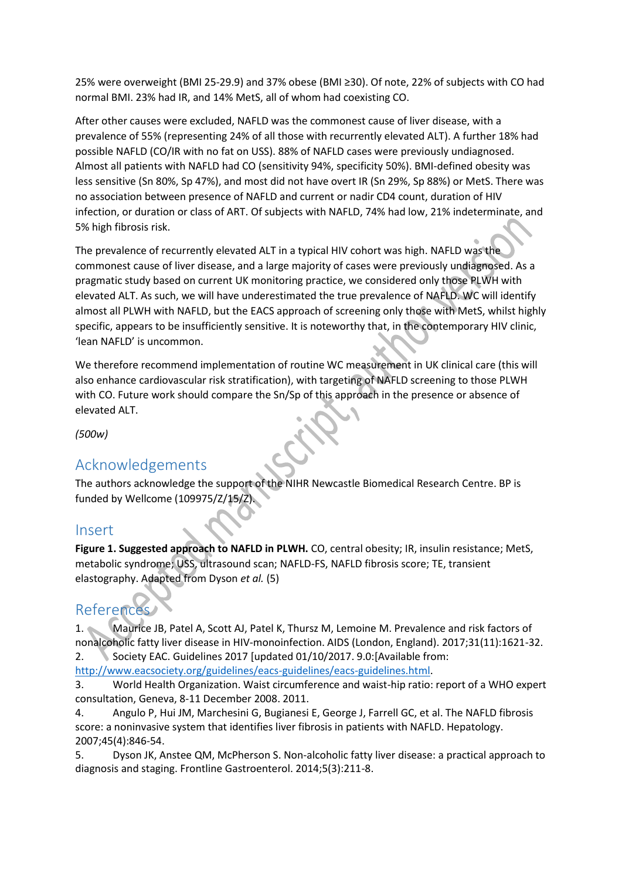25% were overweight (BMI 25-29.9) and 37% obese (BMI ≥30). Of note, 22% of subjects with CO had normal BMI. 23% had IR, and 14% MetS, all of whom had coexisting CO.

After other causes were excluded, NAFLD was the commonest cause of liver disease, with a prevalence of 55% (representing 24% of all those with recurrently elevated ALT). A further 18% had possible NAFLD (CO/IR with no fat on USS). 88% of NAFLD cases were previously undiagnosed. Almost all patients with NAFLD had CO (sensitivity 94%, specificity 50%). BMI-defined obesity was less sensitive (Sn 80%, Sp 47%), and most did not have overt IR (Sn 29%, Sp 88%) or MetS. There was no association between presence of NAFLD and current or nadir CD4 count, duration of HIV infection, or duration or class of ART. Of subjects with NAFLD, 74% had low, 21% indeterminate, and 5% high fibrosis risk.

The prevalence of recurrently elevated ALT in a typical HIV cohort was high. NAFLD was the commonest cause of liver disease, and a large majority of cases were previously undiagnosed. As a pragmatic study based on current UK monitoring practice, we considered only those PLWH with elevated ALT. As such, we will have underestimated the true prevalence of NAFLD. WC will identify almost all PLWH with NAFLD, but the EACS approach of screening only those with MetS, whilst highly specific, appears to be insufficiently sensitive. It is noteworthy that, in the contemporary HIV clinic, 'lean NAFLD' is uncommon.

We therefore recommend implementation of routine WC measurement in UK clinical care (this will also enhance cardiovascular risk stratification), with targeting of NAFLD screening to those PLWH with CO. Future work should compare the Sn/Sp of this approach in the presence or absence of elevated ALT.

*(500w)*

## Acknowledgements

The authors acknowledge the support of the NIHR Newcastle Biomedical Research Centre. BP is funded by Wellcome (109975/Z/15/Z).

## Insert

**Figure 1. Suggested approach to NAFLD in PLWH.** CO, central obesity; IR, insulin resistance; MetS, metabolic syndrome; USS, ultrasound scan; NAFLD-FS, NAFLD fibrosis score; TE, transient elastography. Adapted from Dyson *et al.* (5)

## References

1. Maurice JB, Patel A, Scott AJ, Patel K, Thursz M, Lemoine M. Prevalence and risk factors of nonalcoholic fatty liver disease in HIV-monoinfection. AIDS (London, England). 2017;31(11):1621-32.
2. Society EAC. Guidelines 2017 [updated 01/10/2017. 9.0:[Available from: http://www.eacsociety.org/guidelines/eacs-guidelines/eacs-guidelines.html.
3. World Health Organization. Waist circumference and waist-hip ratio: report of a WHO expert consultation, Geneva, 8-11 December 2008. 2011.
4. Angulo P, Hui JM, Marchesini G, Bugianesi E, George J, Farrell GC, et al. The NAFLD fibrosis score: a noninvasive system that identifies liver fibrosis in patients with NAFLD. Hepatology. 2007;45(4):846-54.
5. Dyson JK, Anstee QM, McPherson S. Non-alcoholic fatty liver disease: a practical approach to diagnosis and staging. Frontline Gastroenterol. 2014;5(3):211-8.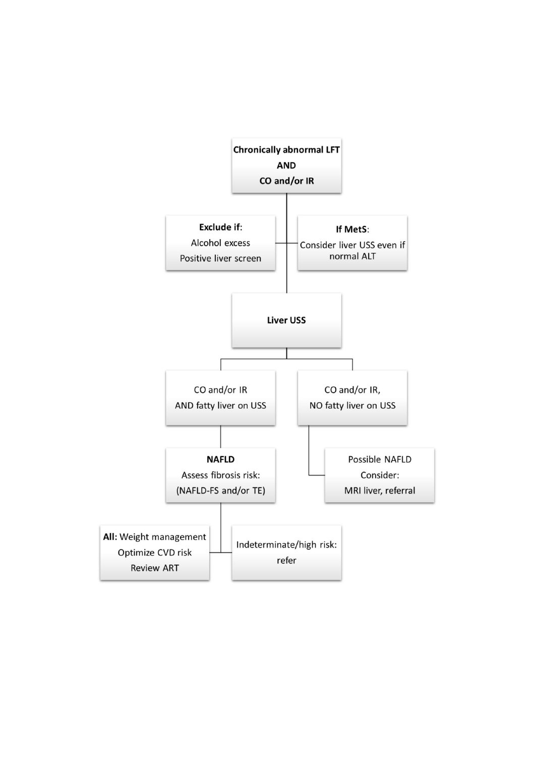**Chronically abnormal LFT**
**AND**
**CO and/or IR**

**Exclude if:**
Alcohol excess
Positive liver screen

**If MetS:**
Consider liver USS even if normal ALT

**Liver USS**

CO and/or IR
AND fatty liver on USS

CO and/or IR,
NO fatty liver on USS

**NAFLD**
Assess fibrosis risk:
(NAFLD-FS and/or TE)

Possible NAFLD
Consider:
MRI liver, referral

**All:** Weight management
Optimize CVD risk
Review ART

Indeterminate/high risk:
refer